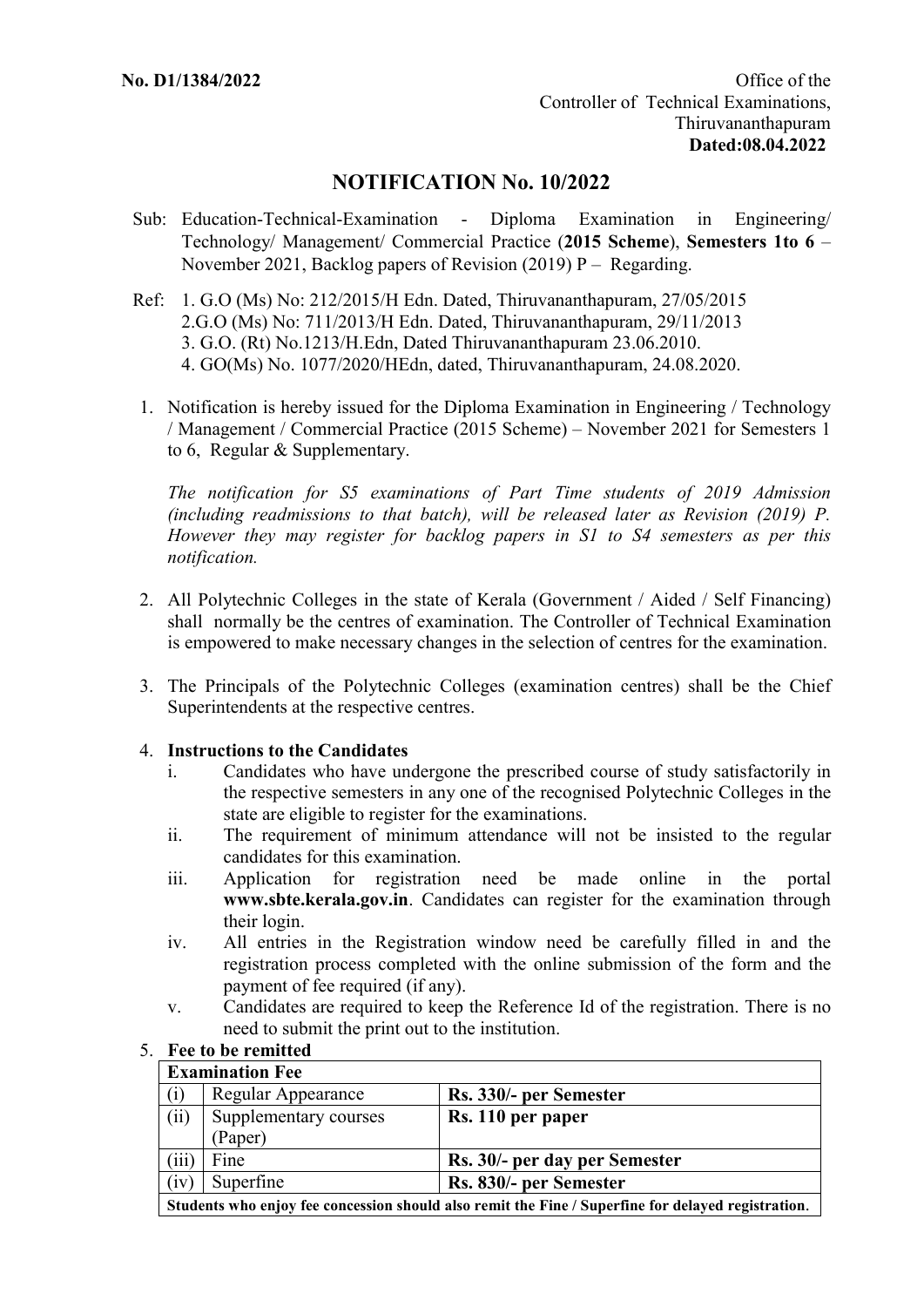**No. D1/1384/2022**

Office of the
Controller of Technical Examinations,
Thiruvananthapuram
**Dated:08.04.2022**

## NOTIFICATION No. 10/2022

Sub: Education-Technical-Examination - Diploma Examination in Engineering/ Technology/ Management/ Commercial Practice (**2015 Scheme**), **Semesters 1to 6** – November 2021, Backlog papers of Revision (2019) P – Regarding.

Ref: 1. G.O (Ms) No: 212/2015/H Edn. Dated, Thiruvananthapuram, 27/05/2015
2.G.O (Ms) No: 711/2013/H Edn. Dated, Thiruvananthapuram, 29/11/2013
3. G.O. (Rt) No.1213/H.Edn, Dated Thiruvananthapuram 23.06.2010.
4. GO(Ms) No. 1077/2020/HEdn, dated, Thiruvananthapuram, 24.08.2020.

1. Notification is hereby issued for the Diploma Examination in Engineering / Technology / Management / Commercial Practice (2015 Scheme) – November 2021 for Semesters 1 to 6, Regular & Supplementary.

   *The notification for S5 examinations of Part Time students of 2019 Admission (including readmissions to that batch), will be released later as Revision (2019) P. However they may register for backlog papers in S1 to S4 semesters as per this notification.*

2. All Polytechnic Colleges in the state of Kerala (Government / Aided / Self Financing) shall normally be the centres of examination. The Controller of Technical Examination is empowered to make necessary changes in the selection of centres for the examination.

3. The Principals of the Polytechnic Colleges (examination centres) shall be the Chief Superintendents at the respective centres.

4. **Instructions to the Candidates**
   1. Candidates who have undergone the prescribed course of study satisfactorily in the respective semesters in any one of the recognised Polytechnic Colleges in the state are eligible to register for the examinations.
   2. The requirement of minimum attendance will not be insisted to the regular candidates for this examination.
   3. Application for registration need be made online in the portal **www.sbte.kerala.gov.in**. Candidates can register for the examination through their login.
   4. All entries in the Registration window need be carefully filled in and the registration process completed with the online submission of the form and the payment of fee required (if any).
   5. Candidates are required to keep the Reference Id of the registration. There is no need to submit the print out to the institution.

5. **Fee to be remitted**

| **Examination Fee** | | |
|---|---|---|
| (i) | Regular Appearance | **Rs. 330/- per Semester** |
| (ii) | Supplementary courses (Paper) | **Rs. 110 per paper** |
| (iii) | Fine | **Rs. 30/- per day per Semester** |
| (iv) | Superfine | **Rs. 830/- per Semester** |
| **Students who enjoy fee concession should also remit the Fine / Superfine for delayed registration.** | | |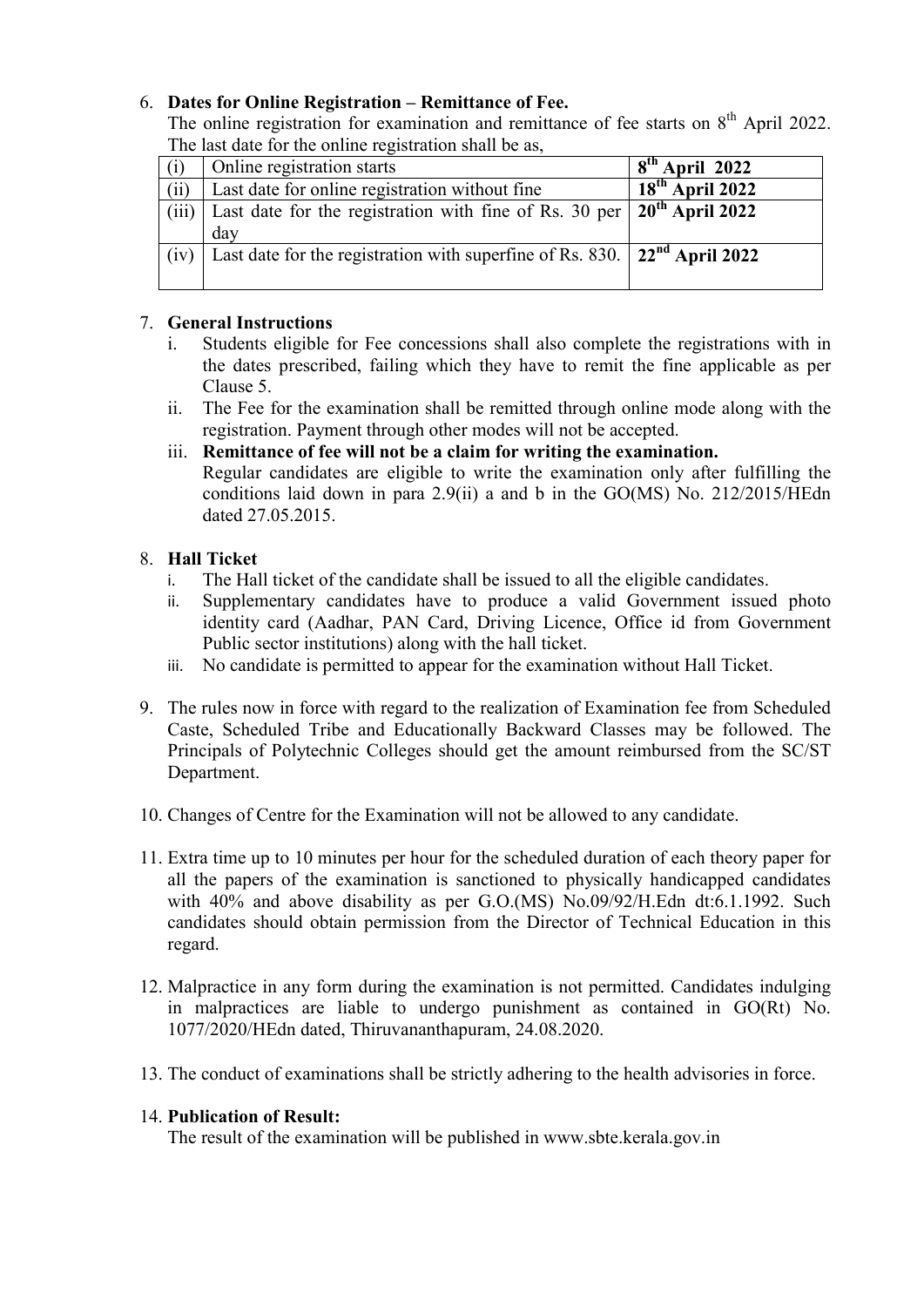6. **Dates for Online Registration – Remittance of Fee.**
   The online registration for examination and remittance of fee starts on 8th April 2022. The last date for the online registration shall be as,

| (i) | Online registration starts | **8th April 2022** |
|---|---|---|
| (ii) | Last date for online registration without fine | **18th April 2022** |
| (iii) | Last date for the registration with fine of Rs. 30 per day | **20th April 2022** |
| (iv) | Last date for the registration with superfine of Rs. 830. | **22nd April 2022** |

7. **General Instructions**
   i. Students eligible for Fee concessions shall also complete the registrations with in the dates prescribed, failing which they have to remit the fine applicable as per Clause 5.
   ii. The Fee for the examination shall be remitted through online mode along with the registration. Payment through other modes will not be accepted.
   iii. **Remittance of fee will not be a claim for writing the examination.**
   Regular candidates are eligible to write the examination only after fulfilling the conditions laid down in para 2.9(ii) a and b in the GO(MS) No. 212/2015/HEdn dated 27.05.2015.

8. **Hall Ticket**
   i. The Hall ticket of the candidate shall be issued to all the eligible candidates.
   ii. Supplementary candidates have to produce a valid Government issued photo identity card (Aadhar, PAN Card, Driving Licence, Office id from Government Public sector institutions) along with the hall ticket.
   iii. No candidate is permitted to appear for the examination without Hall Ticket.

9. The rules now in force with regard to the realization of Examination fee from Scheduled Caste, Scheduled Tribe and Educationally Backward Classes may be followed. The Principals of Polytechnic Colleges should get the amount reimbursed from the SC/ST Department.

10. Changes of Centre for the Examination will not be allowed to any candidate.

11. Extra time up to 10 minutes per hour for the scheduled duration of each theory paper for all the papers of the examination is sanctioned to physically handicapped candidates with 40% and above disability as per G.O.(MS) No.09/92/H.Edn dt:6.1.1992. Such candidates should obtain permission from the Director of Technical Education in this regard.

12. Malpractice in any form during the examination is not permitted. Candidates indulging in malpractices are liable to undergo punishment as contained in GO(Rt) No. 1077/2020/HEdn dated, Thiruvananthapuram, 24.08.2020.

13. The conduct of examinations shall be strictly adhering to the health advisories in force.

14. **Publication of Result:**
    The result of the examination will be published in www.sbte.kerala.gov.in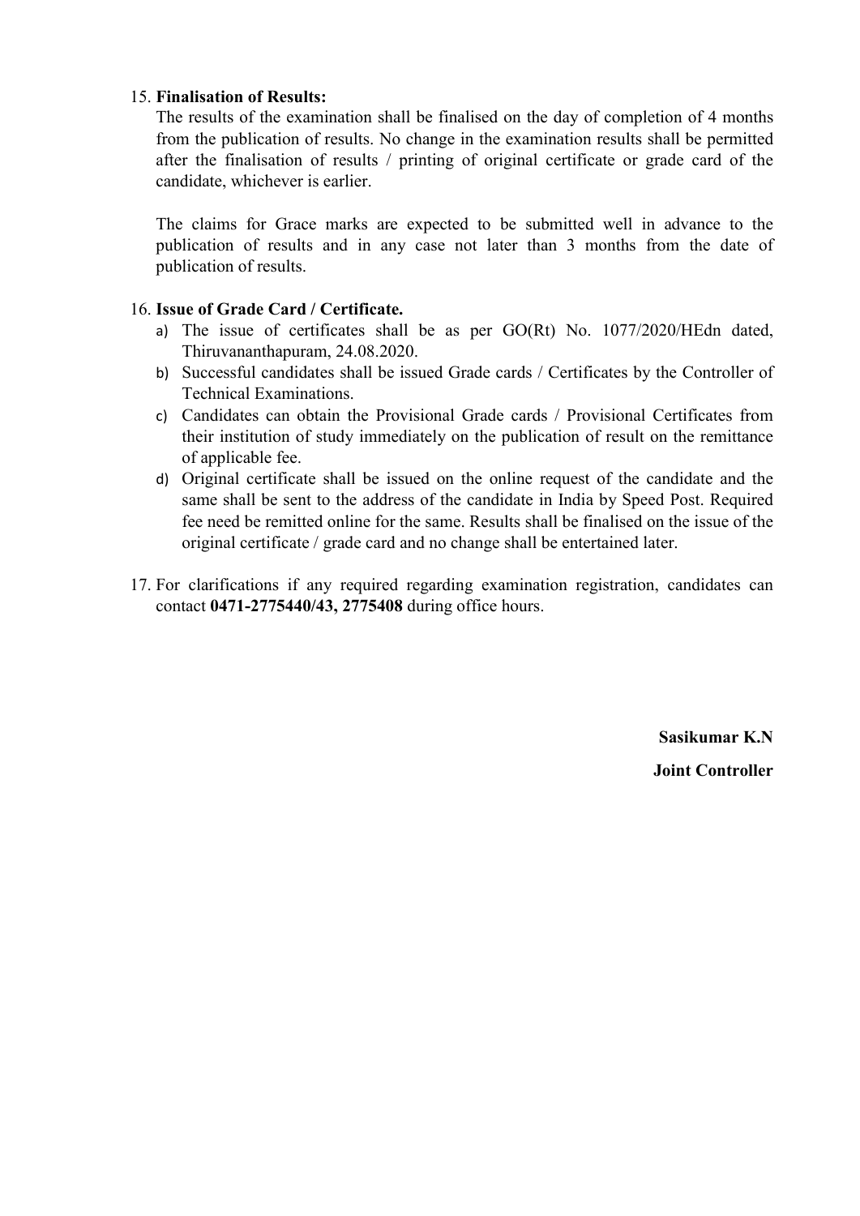15. **Finalisation of Results:**

    The results of the examination shall be finalised on the day of completion of 4 months from the publication of results. No change in the examination results shall be permitted after the finalisation of results / printing of original certificate or grade card of the candidate, whichever is earlier.

    The claims for Grace marks are expected to be submitted well in advance to the publication of results and in any case not later than 3 months from the date of publication of results.

16. **Issue of Grade Card / Certificate.**
    a) The issue of certificates shall be as per GO(Rt) No. 1077/2020/HEdn dated, Thiruvananthapuram, 24.08.2020.
    b) Successful candidates shall be issued Grade cards / Certificates by the Controller of Technical Examinations.
    c) Candidates can obtain the Provisional Grade cards / Provisional Certificates from their institution of study immediately on the publication of result on the remittance of applicable fee.
    d) Original certificate shall be issued on the online request of the candidate and the same shall be sent to the address of the candidate in India by Speed Post. Required fee need be remitted online for the same. Results shall be finalised on the issue of the original certificate / grade card and no change shall be entertained later.

17. For clarifications if any required regarding examination registration, candidates can contact **0471-2775440/43, 2775408** during office hours.

**Sasikumar K.N**

**Joint Controller**